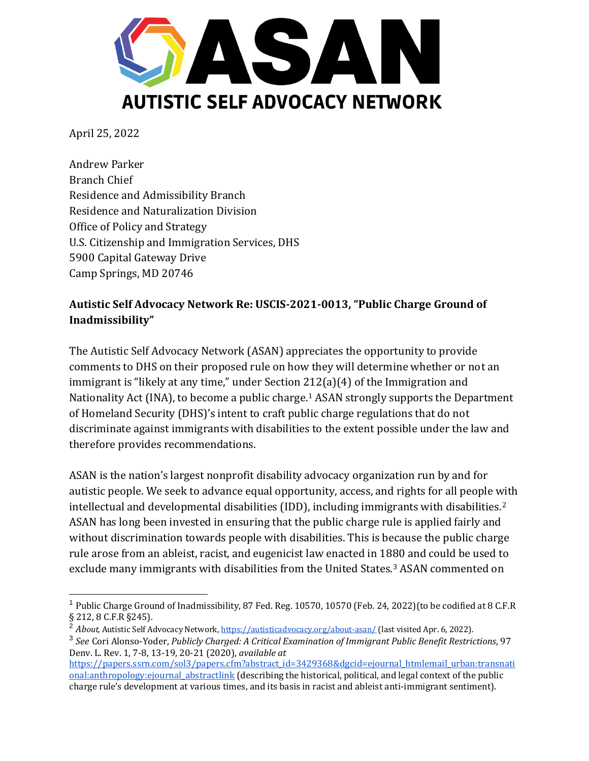# ASAN

**AUTISTIC SELF ADVOCACY NETWORK**

April 25, 2022

Andrew Parker
Branch Chief
Residence and Admissibility Branch
Residence and Naturalization Division
Office of Policy and Strategy
U.S. Citizenship and Immigration Services, DHS
5900 Capital Gateway Drive
Camp Springs, MD 20746

**Autistic Self Advocacy Network Re: USCIS-2021-0013, "Public Charge Ground of Inadmissibility"**

The Autistic Self Advocacy Network (ASAN) appreciates the opportunity to provide comments to DHS on their proposed rule on how they will determine whether or not an immigrant is "likely at any time," under Section 212(a)(4) of the Immigration and Nationality Act (INA), to become a public charge.[1] ASAN strongly supports the Department of Homeland Security (DHS)'s intent to craft public charge regulations that do not discriminate against immigrants with disabilities to the extent possible under the law and therefore provides recommendations.

ASAN is the nation's largest nonprofit disability advocacy organization run by and for autistic people. We seek to advance equal opportunity, access, and rights for all people with intellectual and developmental disabilities (IDD), including immigrants with disabilities.[2] ASAN has long been invested in ensuring that the public charge rule is applied fairly and without discrimination towards people with disabilities. This is because the public charge rule arose from an ableist, racist, and eugenicist law enacted in 1880 and could be used to exclude many immigrants with disabilities from the United States.[3] ASAN commented on

---

[1] Public Charge Ground of Inadmissibility, 87 Fed. Reg. 10570, 10570 (Feb. 24, 2022)(to be codified at 8 C.F.R § 212, 8 C.F.R §245).

[2] *About,* Autistic Self Advocacy Network, https://autisticadvocacy.org/about-asan/ (last visited Apr. 6, 2022).

[3] *See* Cori Alonso-Yoder, *Publicly Charged: A Critical Examination of Immigrant Public Benefit Restrictions*, 97 Denv. L. Rev. 1, 7-8, 13-19, 20-21 (2020), *available at* https://papers.ssrn.com/sol3/papers.cfm?abstract_id=3429368&dgcid=ejournal_htmlemail_urban:transnational:anthropology:ejournal_abstractlink (describing the historical, political, and legal context of the public charge rule's development at various times, and its basis in racist and ableist anti-immigrant sentiment).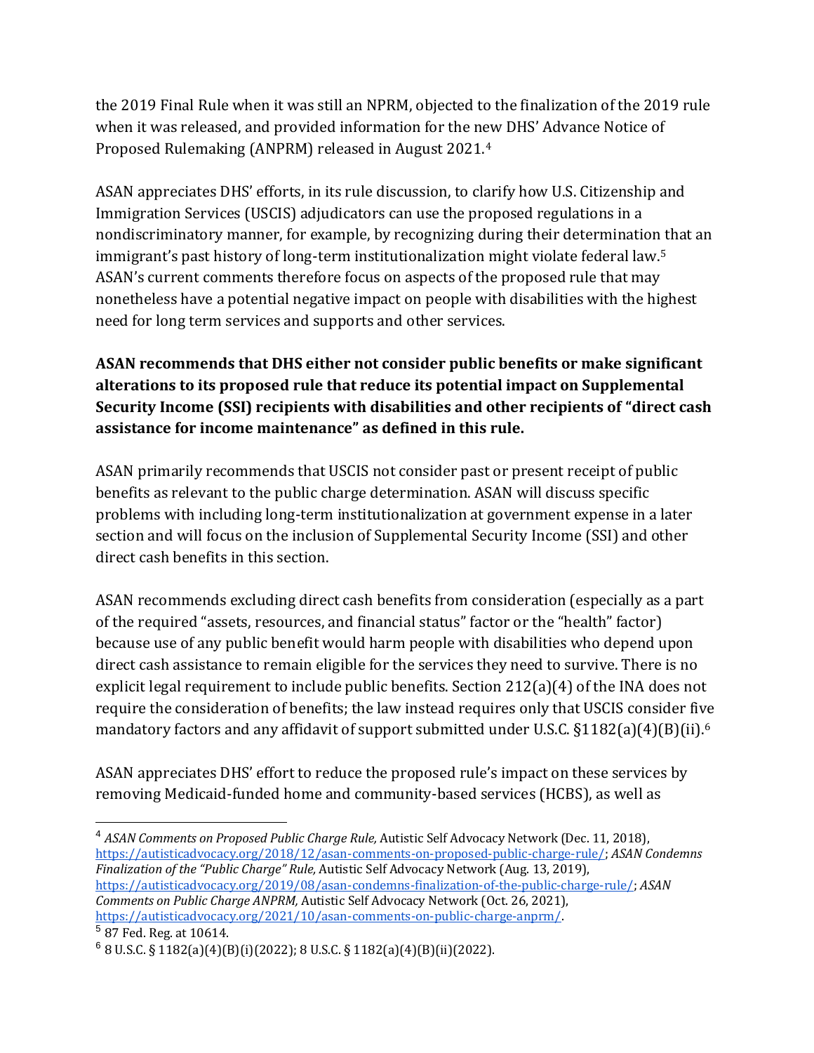the 2019 Final Rule when it was still an NPRM, objected to the finalization of the 2019 rule when it was released, and provided information for the new DHS' Advance Notice of Proposed Rulemaking (ANPRM) released in August 2021.[4]

ASAN appreciates DHS' efforts, in its rule discussion, to clarify how U.S. Citizenship and Immigration Services (USCIS) adjudicators can use the proposed regulations in a nondiscriminatory manner, for example, by recognizing during their determination that an immigrant's past history of long-term institutionalization might violate federal law.[5] ASAN's current comments therefore focus on aspects of the proposed rule that may nonetheless have a potential negative impact on people with disabilities with the highest need for long term services and supports and other services.

**ASAN recommends that DHS either not consider public benefits or make significant alterations to its proposed rule that reduce its potential impact on Supplemental Security Income (SSI) recipients with disabilities and other recipients of "direct cash assistance for income maintenance" as defined in this rule.**

ASAN primarily recommends that USCIS not consider past or present receipt of public benefits as relevant to the public charge determination. ASAN will discuss specific problems with including long-term institutionalization at government expense in a later section and will focus on the inclusion of Supplemental Security Income (SSI) and other direct cash benefits in this section.

ASAN recommends excluding direct cash benefits from consideration (especially as a part of the required "assets, resources, and financial status" factor or the "health" factor) because use of any public benefit would harm people with disabilities who depend upon direct cash assistance to remain eligible for the services they need to survive. There is no explicit legal requirement to include public benefits. Section 212(a)(4) of the INA does not require the consideration of benefits; the law instead requires only that USCIS consider five mandatory factors and any affidavit of support submitted under U.S.C. §1182(a)(4)(B)(ii).[6]

ASAN appreciates DHS' effort to reduce the proposed rule's impact on these services by removing Medicaid-funded home and community-based services (HCBS), as well as

---

[4] *ASAN Comments on Proposed Public Charge Rule,* Autistic Self Advocacy Network (Dec. 11, 2018), https://autisticadvocacy.org/2018/12/asan-comments-on-proposed-public-charge-rule/; *ASAN Condemns Finalization of the "Public Charge" Rule,* Autistic Self Advocacy Network (Aug. 13, 2019), https://autisticadvocacy.org/2019/08/asan-condemns-finalization-of-the-public-charge-rule/; *ASAN Comments on Public Charge ANPRM,* Autistic Self Advocacy Network (Oct. 26, 2021), https://autisticadvocacy.org/2021/10/asan-comments-on-public-charge-anprm/.

[5] 87 Fed. Reg. at 10614.

[6] 8 U.S.C. § 1182(a)(4)(B)(i)(2022); 8 U.S.C. § 1182(a)(4)(B)(ii)(2022).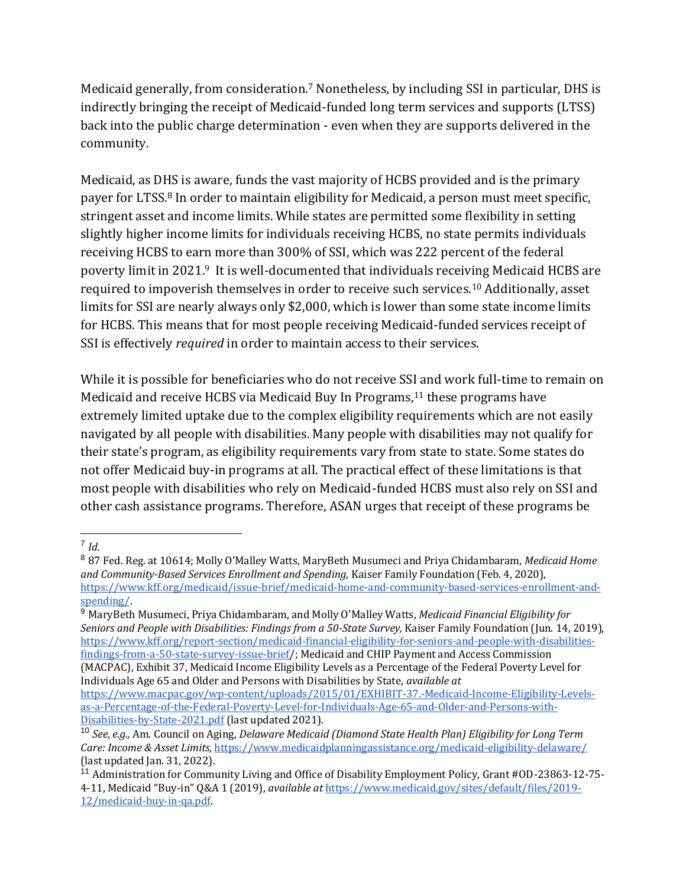Medicaid generally, from consideration.[7] Nonetheless, by including SSI in particular, DHS is indirectly bringing the receipt of Medicaid-funded long term services and supports (LTSS) back into the public charge determination - even when they are supports delivered in the community.

Medicaid, as DHS is aware, funds the vast majority of HCBS provided and is the primary payer for LTSS.[8] In order to maintain eligibility for Medicaid, a person must meet specific, stringent asset and income limits. While states are permitted some flexibility in setting slightly higher income limits for individuals receiving HCBS, no state permits individuals receiving HCBS to earn more than 300% of SSI, which was 222 percent of the federal poverty limit in 2021.[9] It is well-documented that individuals receiving Medicaid HCBS are required to impoverish themselves in order to receive such services.[10] Additionally, asset limits for SSI are nearly always only $2,000, which is lower than some state income limits for HCBS. This means that for most people receiving Medicaid-funded services receipt of SSI is effectively *required* in order to maintain access to their services.

While it is possible for beneficiaries who do not receive SSI and work full-time to remain on Medicaid and receive HCBS via Medicaid Buy In Programs,[11] these programs have extremely limited uptake due to the complex eligibility requirements which are not easily navigated by all people with disabilities. Many people with disabilities may not qualify for their state's program, as eligibility requirements vary from state to state. Some states do not offer Medicaid buy-in programs at all. The practical effect of these limitations is that most people with disabilities who rely on Medicaid-funded HCBS must also rely on SSI and other cash assistance programs. Therefore, ASAN urges that receipt of these programs be

---

[7] *Id.*

[8] 87 Fed. Reg. at 10614; Molly O'Malley Watts, MaryBeth Musumeci and Priya Chidambaram, *Medicaid Home and Community-Based Services Enrollment and Spending,* Kaiser Family Foundation (Feb. 4, 2020), https://www.kff.org/medicaid/issue-brief/medicaid-home-and-community-based-services-enrollment-and-spending/.

[9] MaryBeth Musumeci, Priya Chidambaram, and Molly O'Malley Watts, *Medicaid Financial Eligibility for Seniors and People with Disabilities: Findings from a 50-State Survey,* Kaiser Family Foundation (Jun. 14, 2019), https://www.kff.org/report-section/medicaid-financial-eligibility-for-seniors-and-people-with-disabilities-findings-from-a-50-state-survey-issue-brief/; Medicaid and CHIP Payment and Access Commission (MACPAC), Exhibit 37, Medicaid Income Eligibility Levels as a Percentage of the Federal Poverty Level for Individuals Age 65 and Older and Persons with Disabilities by State, *available at* https://www.macpac.gov/wp-content/uploads/2015/01/EXHIBIT-37.-Medicaid-Income-Eligibility-Levels-as-a-Percentage-of-the-Federal-Poverty-Level-for-Individuals-Age-65-and-Older-and-Persons-with-Disabilities-by-State-2021.pdf (last updated 2021).

[10] *See, e.g.,* Am. Council on Aging, *Delaware Medicaid (Diamond State Health Plan) Eligibility for Long Term Care: Income & Asset Limits,* https://www.medicaidplanningassistance.org/medicaid-eligibility-delaware/ (last updated Jan. 31, 2022).

[11] Administration for Community Living and Office of Disability Employment Policy, Grant #OD-23863-12-75-4-11, Medicaid "Buy-in" Q&A 1 (2019), *available at* https://www.medicaid.gov/sites/default/files/2019-12/medicaid-buy-in-qa.pdf.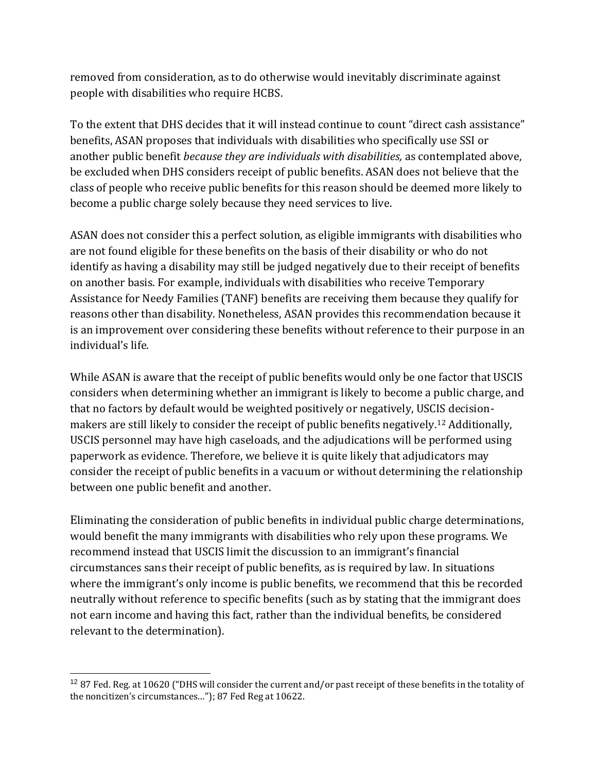removed from consideration, as to do otherwise would inevitably discriminate against people with disabilities who require HCBS.

To the extent that DHS decides that it will instead continue to count "direct cash assistance" benefits, ASAN proposes that individuals with disabilities who specifically use SSI or another public benefit *because they are individuals with disabilities,* as contemplated above, be excluded when DHS considers receipt of public benefits. ASAN does not believe that the class of people who receive public benefits for this reason should be deemed more likely to become a public charge solely because they need services to live.

ASAN does not consider this a perfect solution, as eligible immigrants with disabilities who are not found eligible for these benefits on the basis of their disability or who do not identify as having a disability may still be judged negatively due to their receipt of benefits on another basis. For example, individuals with disabilities who receive Temporary Assistance for Needy Families (TANF) benefits are receiving them because they qualify for reasons other than disability. Nonetheless, ASAN provides this recommendation because it is an improvement over considering these benefits without reference to their purpose in an individual's life.

While ASAN is aware that the receipt of public benefits would only be one factor that USCIS considers when determining whether an immigrant is likely to become a public charge, and that no factors by default would be weighted positively or negatively, USCIS decision-makers are still likely to consider the receipt of public benefits negatively.[12] Additionally, USCIS personnel may have high caseloads, and the adjudications will be performed using paperwork as evidence. Therefore, we believe it is quite likely that adjudicators may consider the receipt of public benefits in a vacuum or without determining the relationship between one public benefit and another.

Eliminating the consideration of public benefits in individual public charge determinations, would benefit the many immigrants with disabilities who rely upon these programs. We recommend instead that USCIS limit the discussion to an immigrant's financial circumstances sans their receipt of public benefits, as is required by law. In situations where the immigrant's only income is public benefits, we recommend that this be recorded neutrally without reference to specific benefits (such as by stating that the immigrant does not earn income and having this fact, rather than the individual benefits, be considered relevant to the determination).

---

[12] 87 Fed. Reg. at 10620 ("DHS will consider the current and/or past receipt of these benefits in the totality of the noncitizen's circumstances…"); 87 Fed Reg at 10622.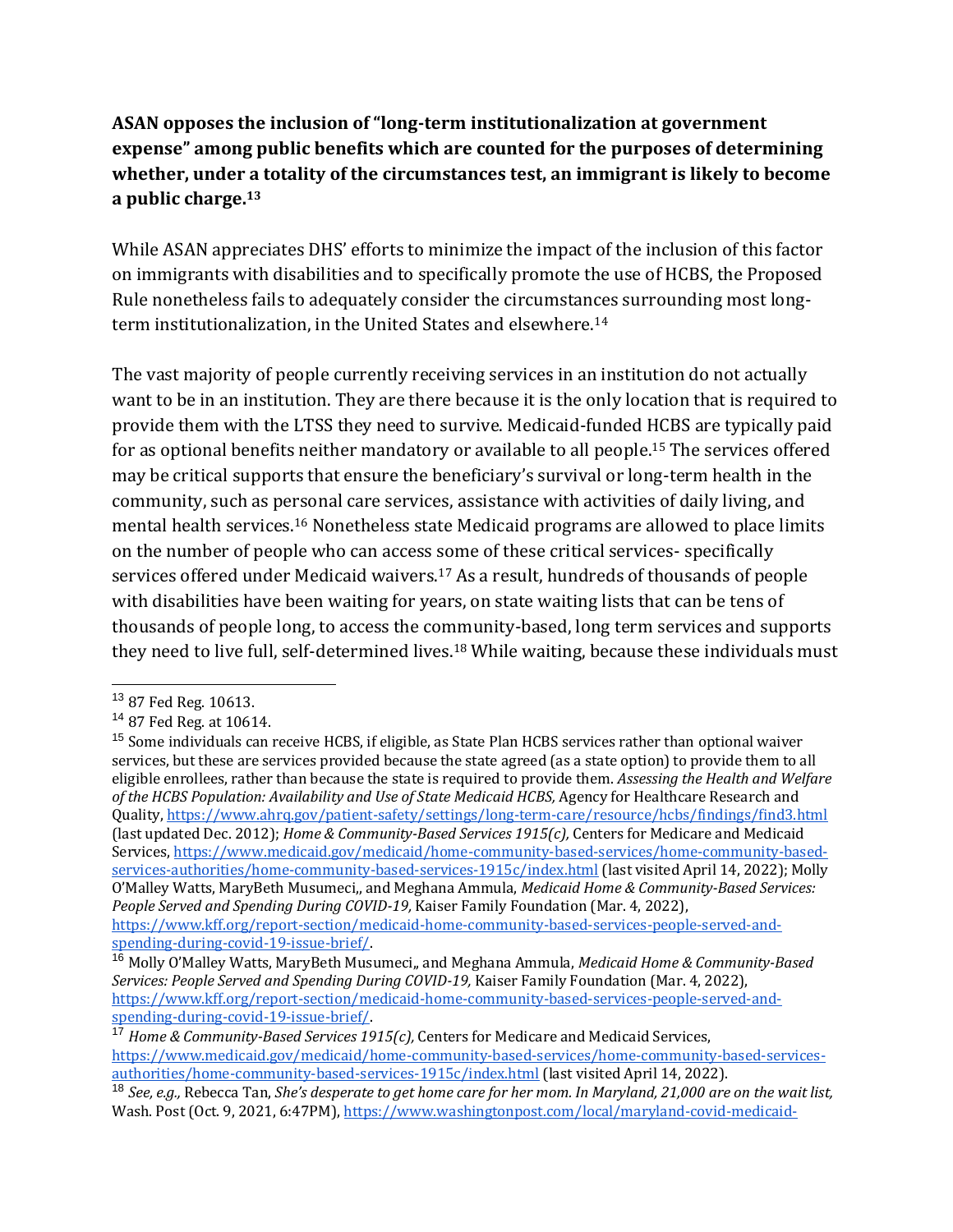**ASAN opposes the inclusion of "long-term institutionalization at government expense" among public benefits which are counted for the purposes of determining whether, under a totality of the circumstances test, an immigrant is likely to become a public charge.[13]**

While ASAN appreciates DHS' efforts to minimize the impact of the inclusion of this factor on immigrants with disabilities and to specifically promote the use of HCBS, the Proposed Rule nonetheless fails to adequately consider the circumstances surrounding most long-term institutionalization, in the United States and elsewhere.[14]

The vast majority of people currently receiving services in an institution do not actually want to be in an institution. They are there because it is the only location that is required to provide them with the LTSS they need to survive. Medicaid-funded HCBS are typically paid for as optional benefits neither mandatory or available to all people.[15] The services offered may be critical supports that ensure the beneficiary's survival or long-term health in the community, such as personal care services, assistance with activities of daily living, and mental health services.[16] Nonetheless state Medicaid programs are allowed to place limits on the number of people who can access some of these critical services- specifically services offered under Medicaid waivers.[17] As a result, hundreds of thousands of people with disabilities have been waiting for years, on state waiting lists that can be tens of thousands of people long, to access the community-based, long term services and supports they need to live full, self-determined lives.[18] While waiting, because these individuals must

---

[13] 87 Fed Reg. 10613.

[14] 87 Fed Reg. at 10614.

[15] Some individuals can receive HCBS, if eligible, as State Plan HCBS services rather than optional waiver services, but these are services provided because the state agreed (as a state option) to provide them to all eligible enrollees, rather than because the state is required to provide them. *Assessing the Health and Welfare of the HCBS Population: Availability and Use of State Medicaid HCBS,* Agency for Healthcare Research and Quality, https://www.ahrq.gov/patient-safety/settings/long-term-care/resource/hcbs/findings/find3.html (last updated Dec. 2012); *Home & Community-Based Services 1915(c),* Centers for Medicare and Medicaid Services, https://www.medicaid.gov/medicaid/home-community-based-services/home-community-based-services-authorities/home-community-based-services-1915c/index.html (last visited April 14, 2022); Molly O'Malley Watts, MaryBeth Musumeci,, and Meghana Ammula, *Medicaid Home & Community-Based Services: People Served and Spending During COVID-19,* Kaiser Family Foundation (Mar. 4, 2022), https://www.kff.org/report-section/medicaid-home-community-based-services-people-served-and-spending-during-covid-19-issue-brief/.

[16] Molly O'Malley Watts, MaryBeth Musumeci,, and Meghana Ammula, *Medicaid Home & Community-Based Services: People Served and Spending During COVID-19,* Kaiser Family Foundation (Mar. 4, 2022), https://www.kff.org/report-section/medicaid-home-community-based-services-people-served-and-spending-during-covid-19-issue-brief/.

[17] *Home & Community-Based Services 1915(c),* Centers for Medicare and Medicaid Services, https://www.medicaid.gov/medicaid/home-community-based-services/home-community-based-services-authorities/home-community-based-services-1915c/index.html (last visited April 14, 2022).

[18] *See, e.g.,* Rebecca Tan, *She's desperate to get home care for her mom. In Maryland, 21,000 are on the wait list,* Wash. Post (Oct. 9, 2021, 6:47PM), https://www.washingtonpost.com/local/maryland-covid-medicaid-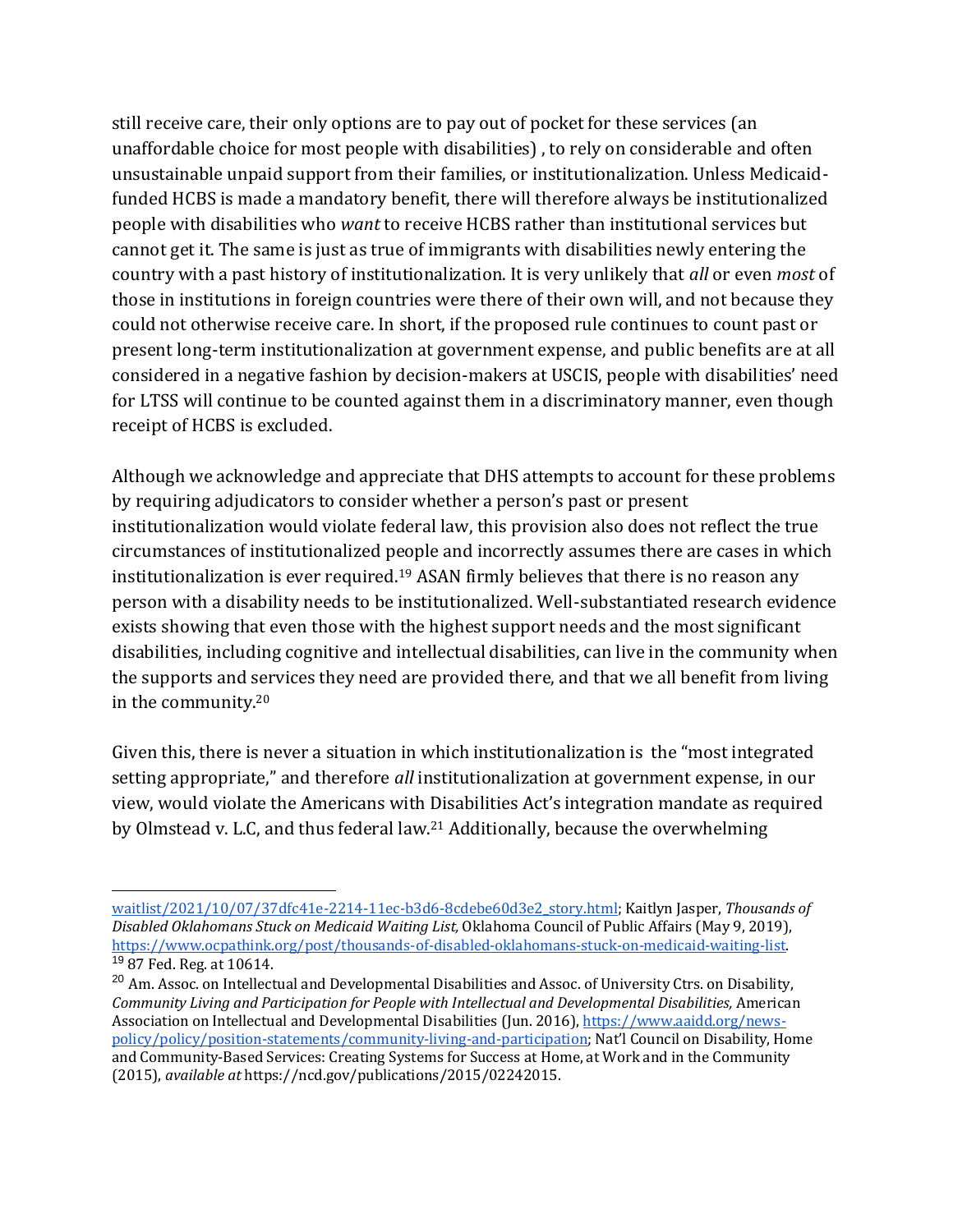still receive care, their only options are to pay out of pocket for these services (an unaffordable choice for most people with disabilities) , to rely on considerable and often unsustainable unpaid support from their families, or institutionalization. Unless Medicaid-funded HCBS is made a mandatory benefit, there will therefore always be institutionalized people with disabilities who *want* to receive HCBS rather than institutional services but cannot get it. The same is just as true of immigrants with disabilities newly entering the country with a past history of institutionalization. It is very unlikely that *all* or even *most* of those in institutions in foreign countries were there of their own will, and not because they could not otherwise receive care. In short, if the proposed rule continues to count past or present long-term institutionalization at government expense, and public benefits are at all considered in a negative fashion by decision-makers at USCIS, people with disabilities' need for LTSS will continue to be counted against them in a discriminatory manner, even though receipt of HCBS is excluded.

Although we acknowledge and appreciate that DHS attempts to account for these problems by requiring adjudicators to consider whether a person's past or present institutionalization would violate federal law, this provision also does not reflect the true circumstances of institutionalized people and incorrectly assumes there are cases in which institutionalization is ever required.[19] ASAN firmly believes that there is no reason any person with a disability needs to be institutionalized. Well-substantiated research evidence exists showing that even those with the highest support needs and the most significant disabilities, including cognitive and intellectual disabilities, can live in the community when the supports and services they need are provided there, and that we all benefit from living in the community.[20]

Given this, there is never a situation in which institutionalization is the "most integrated setting appropriate," and therefore *all* institutionalization at government expense, in our view, would violate the Americans with Disabilities Act's integration mandate as required by Olmstead v. L.C, and thus federal law.[21] Additionally, because the overwhelming

---

waitlist/2021/10/07/37dfc41e-2214-11ec-b3d6-8cdebe60d3e2_story.html; Kaitlyn Jasper, *Thousands of Disabled Oklahomans Stuck on Medicaid Waiting List,* Oklahoma Council of Public Affairs (May 9, 2019), https://www.ocpathink.org/post/thousands-of-disabled-oklahomans-stuck-on-medicaid-waiting-list.

[19] 87 Fed. Reg. at 10614.

[20] Am. Assoc. on Intellectual and Developmental Disabilities and Assoc. of University Ctrs. on Disability, *Community Living and Participation for People with Intellectual and Developmental Disabilities,* American Association on Intellectual and Developmental Disabilities (Jun. 2016), https://www.aaidd.org/news-policy/policy/position-statements/community-living-and-participation; Nat'l Council on Disability, Home and Community-Based Services: Creating Systems for Success at Home, at Work and in the Community (2015), *available at* https://ncd.gov/publications/2015/02242015.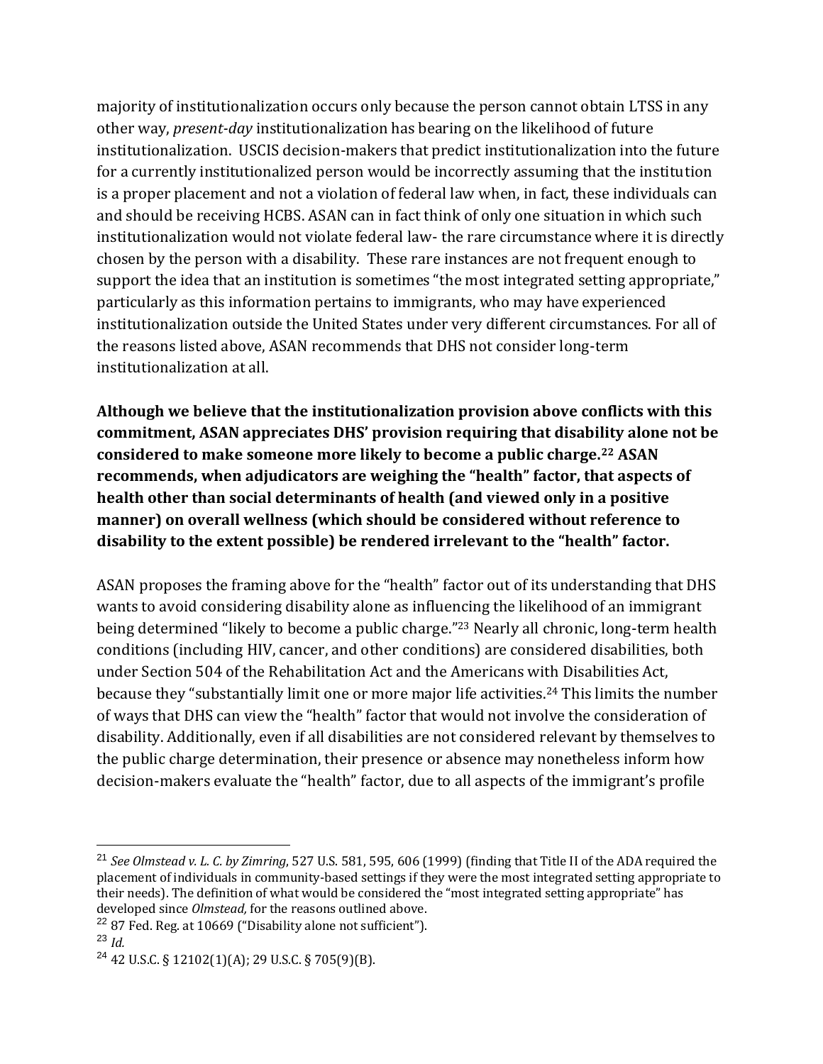majority of institutionalization occurs only because the person cannot obtain LTSS in any other way, *present-day* institutionalization has bearing on the likelihood of future institutionalization. USCIS decision-makers that predict institutionalization into the future for a currently institutionalized person would be incorrectly assuming that the institution is a proper placement and not a violation of federal law when, in fact, these individuals can and should be receiving HCBS. ASAN can in fact think of only one situation in which such institutionalization would not violate federal law- the rare circumstance where it is directly chosen by the person with a disability. These rare instances are not frequent enough to support the idea that an institution is sometimes "the most integrated setting appropriate," particularly as this information pertains to immigrants, who may have experienced institutionalization outside the United States under very different circumstances. For all of the reasons listed above, ASAN recommends that DHS not consider long-term institutionalization at all.

**Although we believe that the institutionalization provision above conflicts with this commitment, ASAN appreciates DHS' provision requiring that disability alone not be considered to make someone more likely to become a public charge.[22] ASAN recommends, when adjudicators are weighing the "health" factor, that aspects of health other than social determinants of health (and viewed only in a positive manner) on overall wellness (which should be considered without reference to disability to the extent possible) be rendered irrelevant to the "health" factor.**

ASAN proposes the framing above for the "health" factor out of its understanding that DHS wants to avoid considering disability alone as influencing the likelihood of an immigrant being determined "likely to become a public charge."[23] Nearly all chronic, long-term health conditions (including HIV, cancer, and other conditions) are considered disabilities, both under Section 504 of the Rehabilitation Act and the Americans with Disabilities Act, because they "substantially limit one or more major life activities.[24] This limits the number of ways that DHS can view the "health" factor that would not involve the consideration of disability. Additionally, even if all disabilities are not considered relevant by themselves to the public charge determination, their presence or absence may nonetheless inform how decision-makers evaluate the "health" factor, due to all aspects of the immigrant's profile

---

[21] *See Olmstead v. L. C. by Zimring*, 527 U.S. 581, 595, 606 (1999) (finding that Title II of the ADA required the placement of individuals in community-based settings if they were the most integrated setting appropriate to their needs). The definition of what would be considered the "most integrated setting appropriate" has developed since *Olmstead*, for the reasons outlined above.

[22] 87 Fed. Reg. at 10669 ("Disability alone not sufficient").

[23] *Id.*

[24] 42 U.S.C. § 12102(1)(A); 29 U.S.C. § 705(9)(B).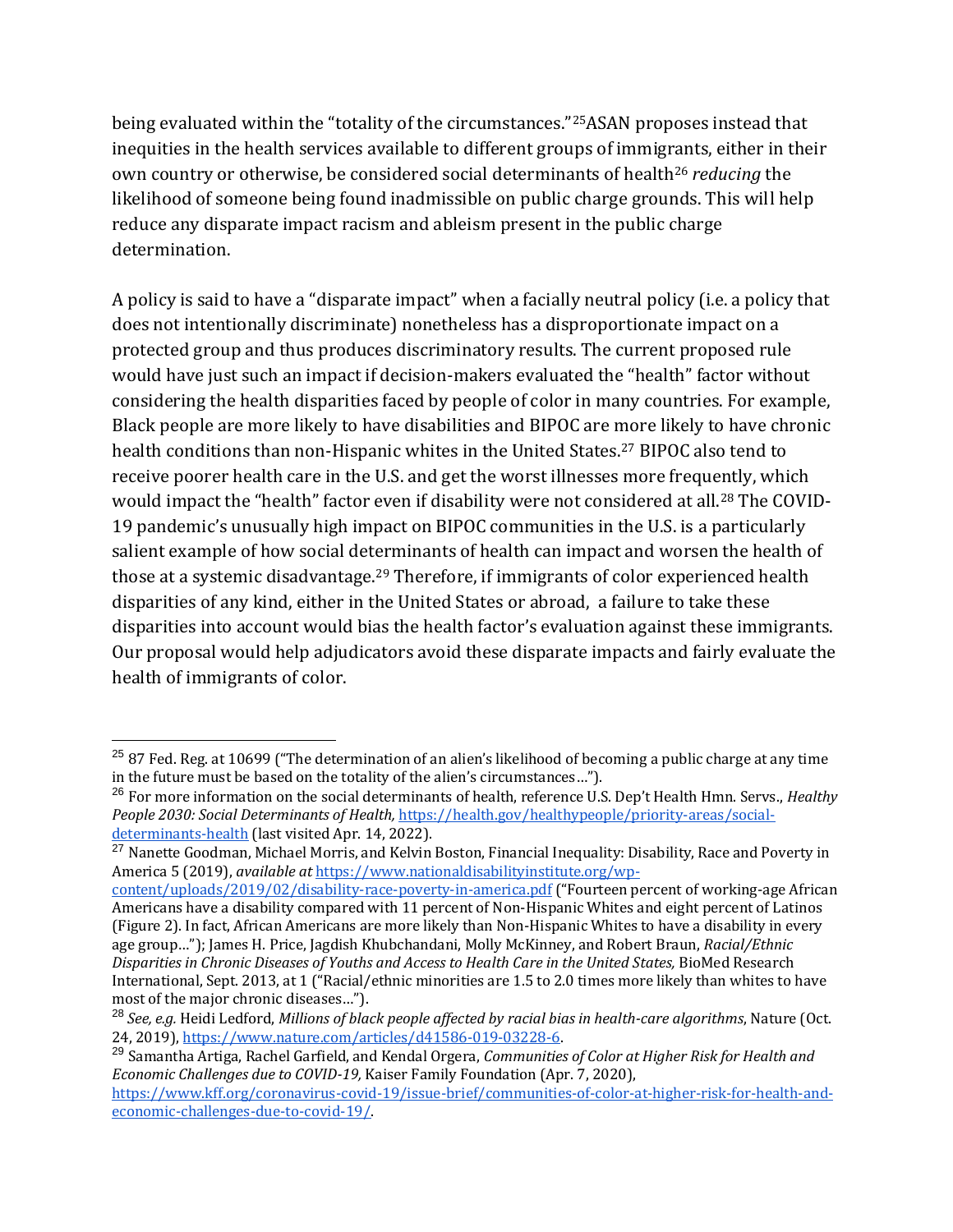being evaluated within the "totality of the circumstances."[25]ASAN proposes instead that inequities in the health services available to different groups of immigrants, either in their own country or otherwise, be considered social determinants of health[26] *reducing* the likelihood of someone being found inadmissible on public charge grounds. This will help reduce any disparate impact racism and ableism present in the public charge determination.

A policy is said to have a "disparate impact" when a facially neutral policy (i.e. a policy that does not intentionally discriminate) nonetheless has a disproportionate impact on a protected group and thus produces discriminatory results. The current proposed rule would have just such an impact if decision-makers evaluated the "health" factor without considering the health disparities faced by people of color in many countries. For example, Black people are more likely to have disabilities and BIPOC are more likely to have chronic health conditions than non-Hispanic whites in the United States.[27] BIPOC also tend to receive poorer health care in the U.S. and get the worst illnesses more frequently, which would impact the "health" factor even if disability were not considered at all.[28] The COVID-19 pandemic's unusually high impact on BIPOC communities in the U.S. is a particularly salient example of how social determinants of health can impact and worsen the health of those at a systemic disadvantage.[29] Therefore, if immigrants of color experienced health disparities of any kind, either in the United States or abroad, a failure to take these disparities into account would bias the health factor's evaluation against these immigrants. Our proposal would help adjudicators avoid these disparate impacts and fairly evaluate the health of immigrants of color.

---

[25] 87 Fed. Reg. at 10699 ("The determination of an alien's likelihood of becoming a public charge at any time in the future must be based on the totality of the alien's circumstances…").

[26] For more information on the social determinants of health, reference U.S. Dep't Health Hmn. Servs., *Healthy People 2030: Social Determinants of Health,* https://health.gov/healthypeople/priority-areas/social-determinants-health (last visited Apr. 14, 2022).

[27] Nanette Goodman, Michael Morris, and Kelvin Boston, Financial Inequality: Disability, Race and Poverty in America 5 (2019), *available at* https://www.nationaldisabilityinstitute.org/wp-content/uploads/2019/02/disability-race-poverty-in-america.pdf ("Fourteen percent of working-age African Americans have a disability compared with 11 percent of Non-Hispanic Whites and eight percent of Latinos (Figure 2). In fact, African Americans are more likely than Non-Hispanic Whites to have a disability in every age group…"); James H. Price, Jagdish Khubchandani, Molly McKinney, and Robert Braun, *Racial/Ethnic Disparities in Chronic Diseases of Youths and Access to Health Care in the United States,* BioMed Research International, Sept. 2013, at 1 ("Racial/ethnic minorities are 1.5 to 2.0 times more likely than whites to have most of the major chronic diseases…").

[28] *See, e.g.* Heidi Ledford, *Millions of black people affected by racial bias in health-care algorithms*, Nature (Oct. 24, 2019), https://www.nature.com/articles/d41586-019-03228-6.

[29] Samantha Artiga, Rachel Garfield, and Kendal Orgera, *Communities of Color at Higher Risk for Health and Economic Challenges due to COVID-19,* Kaiser Family Foundation (Apr. 7, 2020), https://www.kff.org/coronavirus-covid-19/issue-brief/communities-of-color-at-higher-risk-for-health-and-economic-challenges-due-to-covid-19/.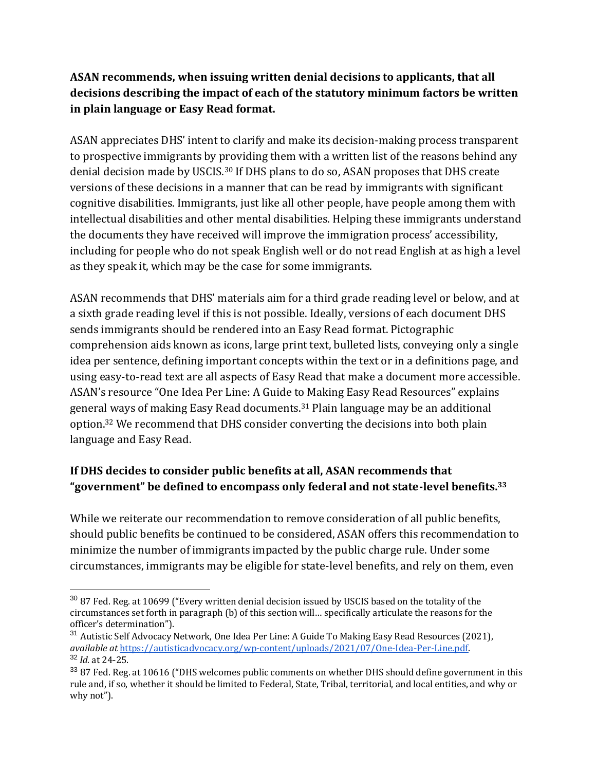**ASAN recommends, when issuing written denial decisions to applicants, that all decisions describing the impact of each of the statutory minimum factors be written in plain language or Easy Read format.**

ASAN appreciates DHS' intent to clarify and make its decision-making process transparent to prospective immigrants by providing them with a written list of the reasons behind any denial decision made by USCIS.[30] If DHS plans to do so, ASAN proposes that DHS create versions of these decisions in a manner that can be read by immigrants with significant cognitive disabilities. Immigrants, just like all other people, have people among them with intellectual disabilities and other mental disabilities. Helping these immigrants understand the documents they have received will improve the immigration process' accessibility, including for people who do not speak English well or do not read English at as high a level as they speak it, which may be the case for some immigrants.

ASAN recommends that DHS' materials aim for a third grade reading level or below, and at a sixth grade reading level if this is not possible. Ideally, versions of each document DHS sends immigrants should be rendered into an Easy Read format. Pictographic comprehension aids known as icons, large print text, bulleted lists, conveying only a single idea per sentence, defining important concepts within the text or in a definitions page, and using easy-to-read text are all aspects of Easy Read that make a document more accessible. ASAN's resource "One Idea Per Line: A Guide to Making Easy Read Resources" explains general ways of making Easy Read documents.[31] Plain language may be an additional option.[32] We recommend that DHS consider converting the decisions into both plain language and Easy Read.

**If DHS decides to consider public benefits at all, ASAN recommends that "government" be defined to encompass only federal and not state-level benefits.[33]**

While we reiterate our recommendation to remove consideration of all public benefits, should public benefits be continued to be considered, ASAN offers this recommendation to minimize the number of immigrants impacted by the public charge rule. Under some circumstances, immigrants may be eligible for state-level benefits, and rely on them, even

---

[30] 87 Fed. Reg. at 10699 ("Every written denial decision issued by USCIS based on the totality of the circumstances set forth in paragraph (b) of this section will… specifically articulate the reasons for the officer's determination").

[31] Autistic Self Advocacy Network, One Idea Per Line: A Guide To Making Easy Read Resources (2021), *available at* [https://autisticadvocacy.org/wp-content/uploads/2021/07/One-Idea-Per-Line.pdf](https://autisticadvocacy.org/wp-content/uploads/2021/07/One-Idea-Per-Line.pdf).

[32] *Id.* at 24-25.

[33] 87 Fed. Reg. at 10616 ("DHS welcomes public comments on whether DHS should define government in this rule and, if so, whether it should be limited to Federal, State, Tribal, territorial, and local entities, and why or why not").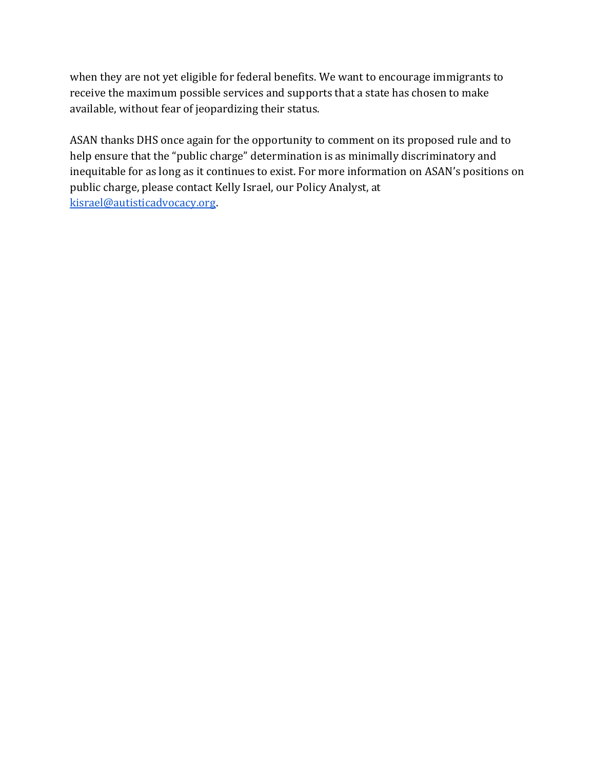when they are not yet eligible for federal benefits. We want to encourage immigrants to receive the maximum possible services and supports that a state has chosen to make available, without fear of jeopardizing their status.

ASAN thanks DHS once again for the opportunity to comment on its proposed rule and to help ensure that the "public charge" determination is as minimally discriminatory and inequitable for as long as it continues to exist. For more information on ASAN's positions on public charge, please contact Kelly Israel, our Policy Analyst, at [kisrael@autisticadvocacy.org](mailto:kisrael@autisticadvocacy.org).